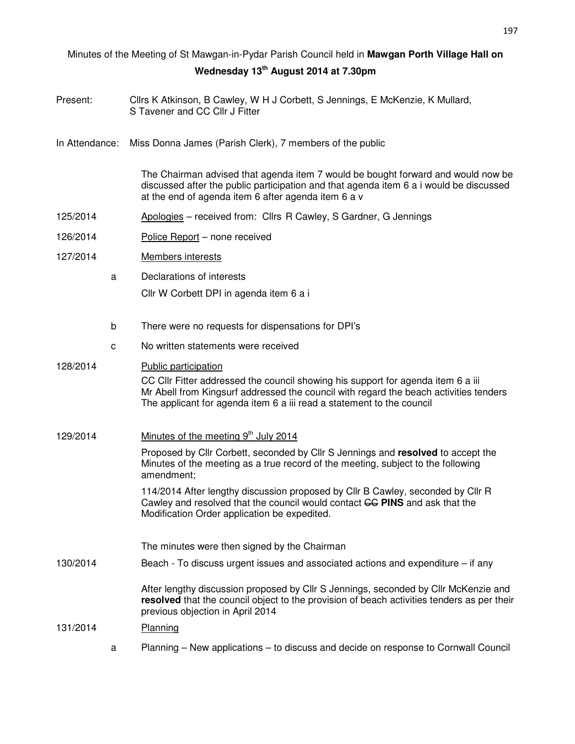Minutes of the Meeting of St Mawgan-in-Pydar Parish Council held in **Mawgan Porth Village Hall on Wednesday 13th August 2014 at 7.30pm**

Present: Cllrs K Atkinson, B Cawley, W H J Corbett, S Jennings, E McKenzie, K Mullard, S Tavener and CC Cllr J Fitter

In Attendance: Miss Donna James (Parish Clerk), 7 members of the public

The Chairman advised that agenda item 7 would be bought forward and would now be discussed after the public participation and that agenda item 6 a i would be discussed at the end of agenda item 6 after agenda item 6 a v

125/2014 Apologies – received from: Cllrs R Cawley, S Gardner, G Jennings

126/2014 Police Report – none received

127/2014 Members interests

a Declarations of interests

Cllr W Corbett DPI in agenda item 6 a i

b There were no requests for dispensations for DPI's

c No written statements were received

128/2014 Public participation

CC Cllr Fitter addressed the council showing his support for agenda item 6 a iii
Mr Abell from Kingsurf addressed the council with regard the beach activities tenders
The applicant for agenda item 6 a iii read a statement to the council

129/2014 Minutes of the meeting 9th July 2014

Proposed by Cllr Corbett, seconded by Cllr S Jennings and **resolved** to accept the Minutes of the meeting as a true record of the meeting, subject to the following amendment;

114/2014 After lengthy discussion proposed by Cllr B Cawley, seconded by Cllr R Cawley and resolved that the council would contact ~~CC~~ **PINS** and ask that the Modification Order application be expedited.

The minutes were then signed by the Chairman

130/2014 Beach - To discuss urgent issues and associated actions and expenditure – if any

After lengthy discussion proposed by Cllr S Jennings, seconded by Cllr McKenzie and **resolved** that the council object to the provision of beach activities tenders as per their previous objection in April 2014

131/2014 Planning

a Planning – New applications – to discuss and decide on response to Cornwall Council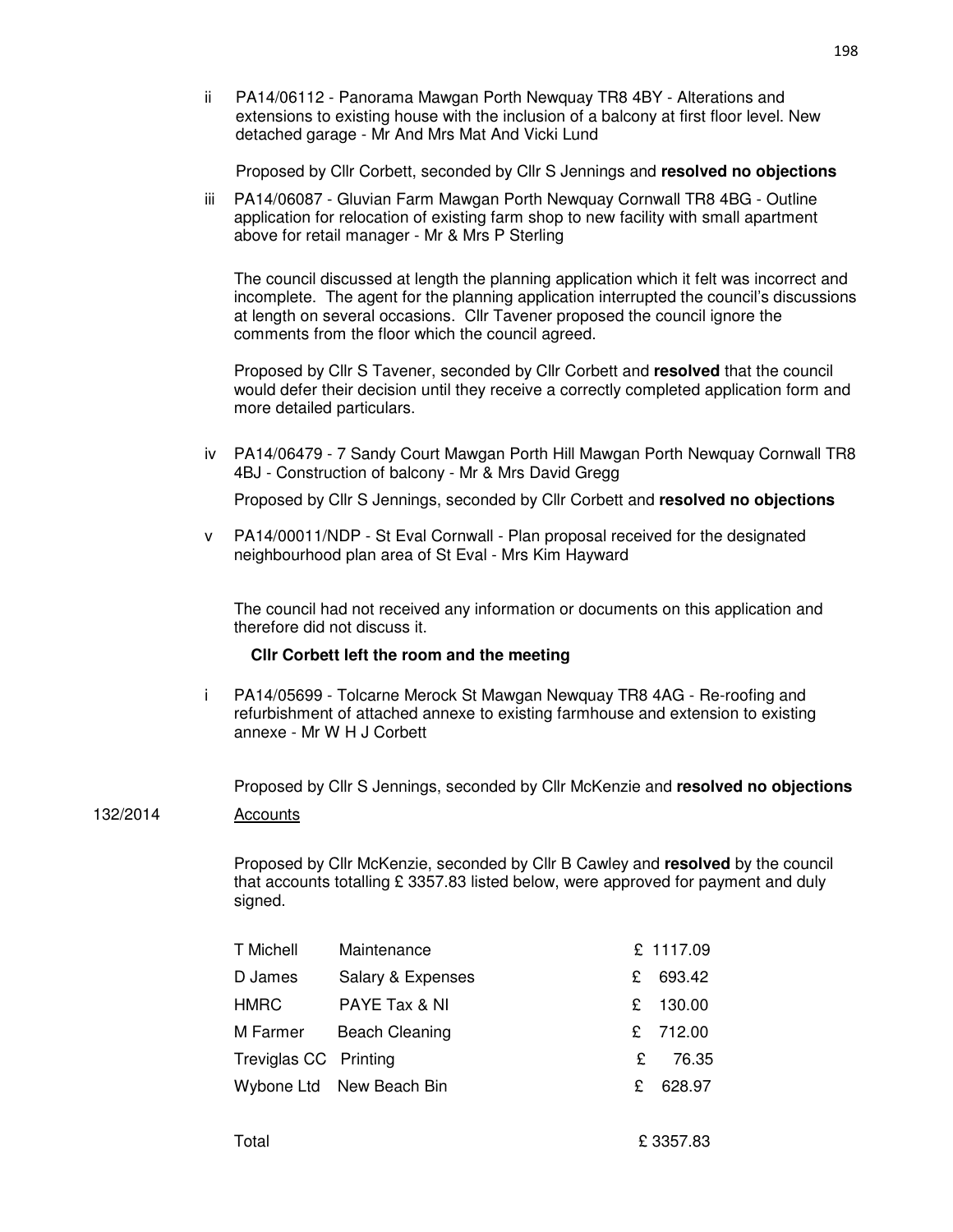ii PA14/06112 - Panorama Mawgan Porth Newquay TR8 4BY - Alterations and extensions to existing house with the inclusion of a balcony at first floor level. New detached garage - Mr And Mrs Mat And Vicki Lund

Proposed by Cllr Corbett, seconded by Cllr S Jennings and **resolved no objections**

iii PA14/06087 - Gluvian Farm Mawgan Porth Newquay Cornwall TR8 4BG - Outline application for relocation of existing farm shop to new facility with small apartment above for retail manager - Mr & Mrs P Sterling

The council discussed at length the planning application which it felt was incorrect and incomplete. The agent for the planning application interrupted the council's discussions at length on several occasions. Cllr Tavener proposed the council ignore the comments from the floor which the council agreed.

Proposed by Cllr S Tavener, seconded by Cllr Corbett and **resolved** that the council would defer their decision until they receive a correctly completed application form and more detailed particulars.

iv PA14/06479 - 7 Sandy Court Mawgan Porth Hill Mawgan Porth Newquay Cornwall TR8 4BJ - Construction of balcony - Mr & Mrs David Gregg

Proposed by Cllr S Jennings, seconded by Cllr Corbett and **resolved no objections**

v PA14/00011/NDP - St Eval Cornwall - Plan proposal received for the designated neighbourhood plan area of St Eval - Mrs Kim Hayward

The council had not received any information or documents on this application and therefore did not discuss it.

**Cllr Corbett left the room and the meeting**

i PA14/05699 - Tolcarne Merock St Mawgan Newquay TR8 4AG - Re-roofing and refurbishment of attached annexe to existing farmhouse and extension to existing annexe - Mr W H J Corbett

Proposed by Cllr S Jennings, seconded by Cllr McKenzie and **resolved no objections**

132/2014 Accounts

Proposed by Cllr McKenzie, seconded by Cllr B Cawley and **resolved** by the council that accounts totalling £ 3357.83 listed below, were approved for payment and duly signed.

| | | |
|---|---|---|
| T Michell | Maintenance | £ 1117.09 |
| D James | Salary & Expenses | £ 693.42 |
| HMRC | PAYE Tax & NI | £ 130.00 |
| M Farmer | Beach Cleaning | £ 712.00 |
| Treviglas CC | Printing | £ 76.35 |
| Wybone Ltd | New Beach Bin | £ 628.97 |
| Total | | £ 3357.83 |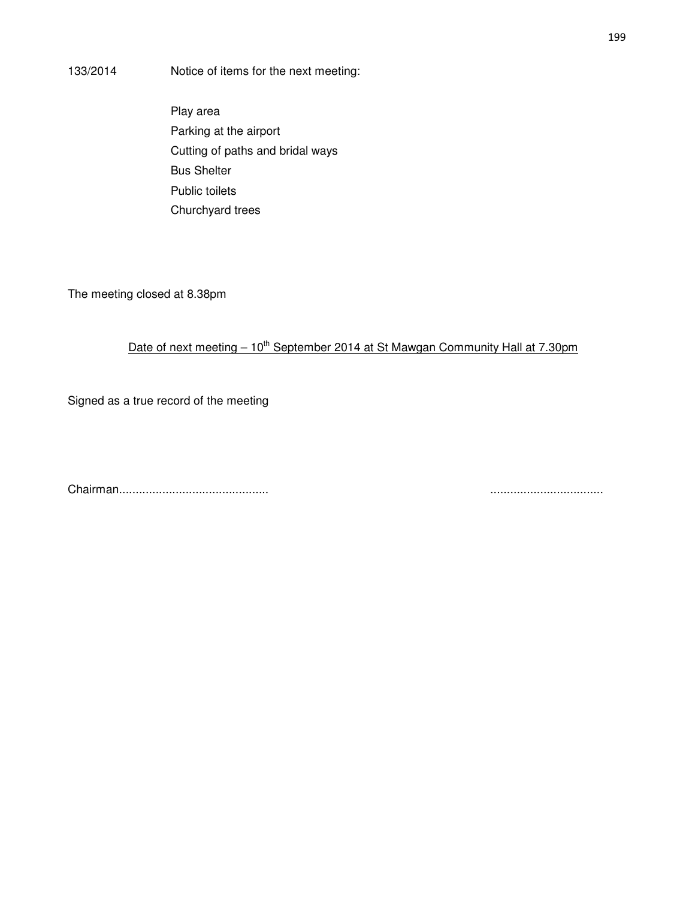133/2014 Notice of items for the next meeting:

Play area
Parking at the airport
Cutting of paths and bridal ways
Bus Shelter
Public toilets
Churchyard trees

The meeting closed at 8.38pm

<u>Date of next meeting – 10th September 2014 at St Mawgan Community Hall at 7.30pm</u>

Signed as a true record of the meeting

Chairman............................................. ..................................